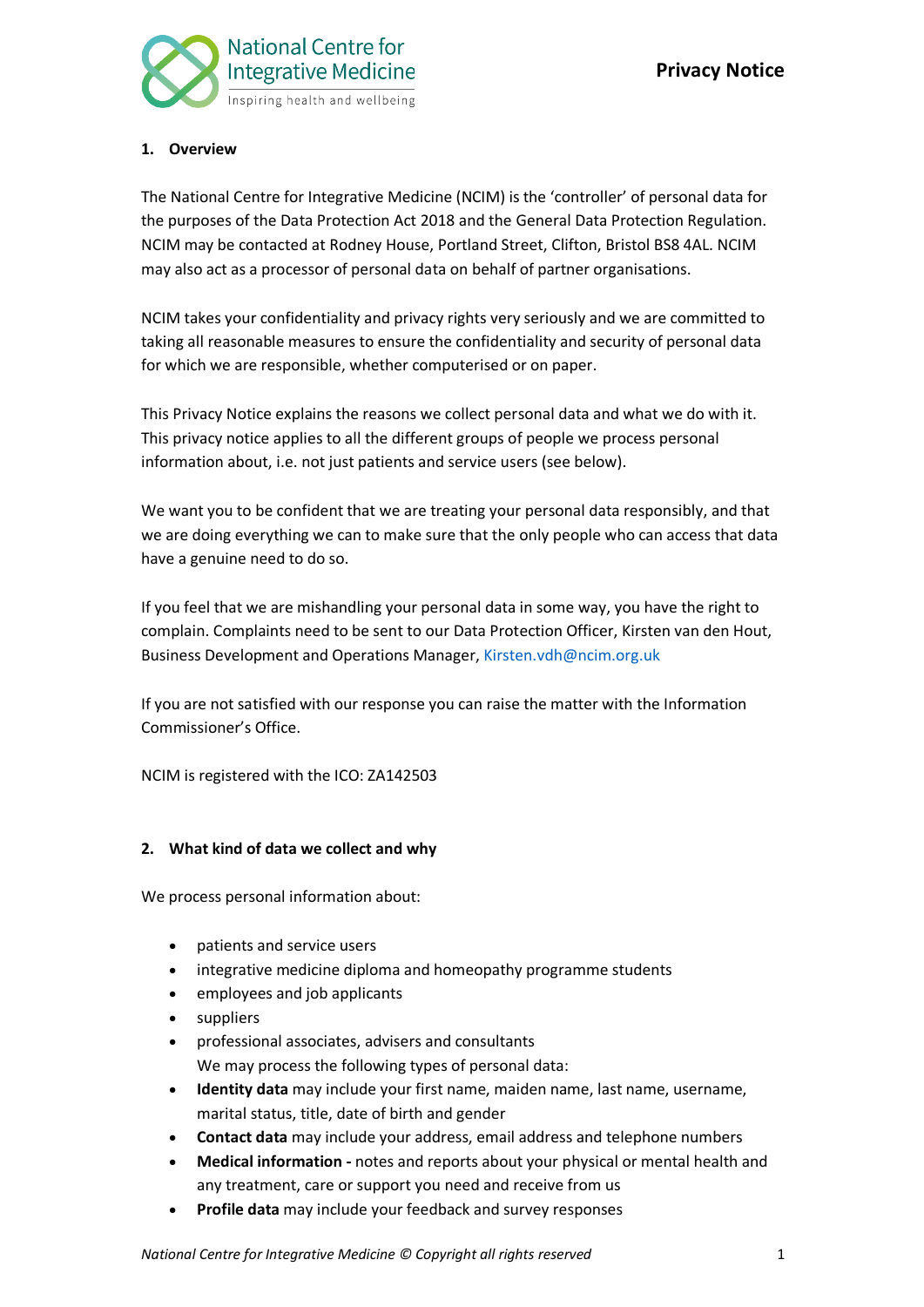# Privacy Notice

National Centre for Integrative Medicine
Inspiring health and wellbeing

## 1. Overview

The National Centre for Integrative Medicine (NCIM) is the 'controller' of personal data for the purposes of the Data Protection Act 2018 and the General Data Protection Regulation. NCIM may be contacted at Rodney House, Portland Street, Clifton, Bristol BS8 4AL. NCIM may also act as a processor of personal data on behalf of partner organisations.

NCIM takes your confidentiality and privacy rights very seriously and we are committed to taking all reasonable measures to ensure the confidentiality and security of personal data for which we are responsible, whether computerised or on paper.

This Privacy Notice explains the reasons we collect personal data and what we do with it. This privacy notice applies to all the different groups of people we process personal information about, i.e. not just patients and service users (see below).

We want you to be confident that we are treating your personal data responsibly, and that we are doing everything we can to make sure that the only people who can access that data have a genuine need to do so.

If you feel that we are mishandling your personal data in some way, you have the right to complain. Complaints need to be sent to our Data Protection Officer, Kirsten van den Hout, Business Development and Operations Manager, Kirsten.vdh@ncim.org.uk

If you are not satisfied with our response you can raise the matter with the Information Commissioner's Office.

NCIM is registered with the ICO: ZA142503

## 2. What kind of data we collect and why

We process personal information about:

- patients and service users
- integrative medicine diploma and homeopathy programme students
- employees and job applicants
- suppliers
- professional associates, advisers and consultants

We may process the following types of personal data:

- **Identity data** may include your first name, maiden name, last name, username, marital status, title, date of birth and gender
- **Contact data** may include your address, email address and telephone numbers
- **Medical information -** notes and reports about your physical or mental health and any treatment, care or support you need and receive from us
- **Profile data** may include your feedback and survey responses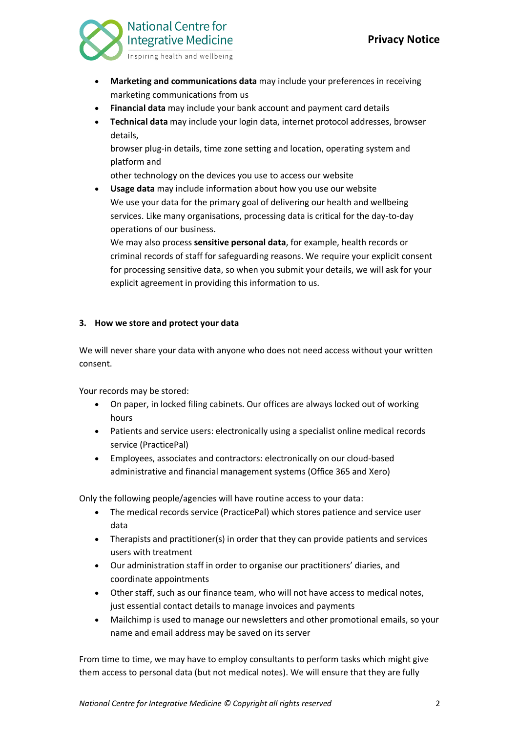- **Marketing and communications data** may include your preferences in receiving marketing communications from us
- **Financial data** may include your bank account and payment card details
- **Technical data** may include your login data, internet protocol addresses, browser details,
  browser plug-in details, time zone setting and location, operating system and platform and
  other technology on the devices you use to access our website
- **Usage data** may include information about how you use our website
  We use your data for the primary goal of delivering our health and wellbeing services. Like many organisations, processing data is critical for the day-to-day operations of our business.
  We may also process **sensitive personal data**, for example, health records or criminal records of staff for safeguarding reasons. We require your explicit consent for processing sensitive data, so when you submit your details, we will ask for your explicit agreement in providing this information to us.

### 3. How we store and protect your data

We will never share your data with anyone who does not need access without your written consent.

Your records may be stored:

- On paper, in locked filing cabinets. Our offices are always locked out of working hours
- Patients and service users: electronically using a specialist online medical records service (PracticePal)
- Employees, associates and contractors: electronically on our cloud-based administrative and financial management systems (Office 365 and Xero)

Only the following people/agencies will have routine access to your data:

- The medical records service (PracticePal) which stores patience and service user data
- Therapists and practitioner(s) in order that they can provide patients and services users with treatment
- Our administration staff in order to organise our practitioners' diaries, and coordinate appointments
- Other staff, such as our finance team, who will not have access to medical notes, just essential contact details to manage invoices and payments
- Mailchimp is used to manage our newsletters and other promotional emails, so your name and email address may be saved on its server

From time to time, we may have to employ consultants to perform tasks which might give them access to personal data (but not medical notes). We will ensure that they are fully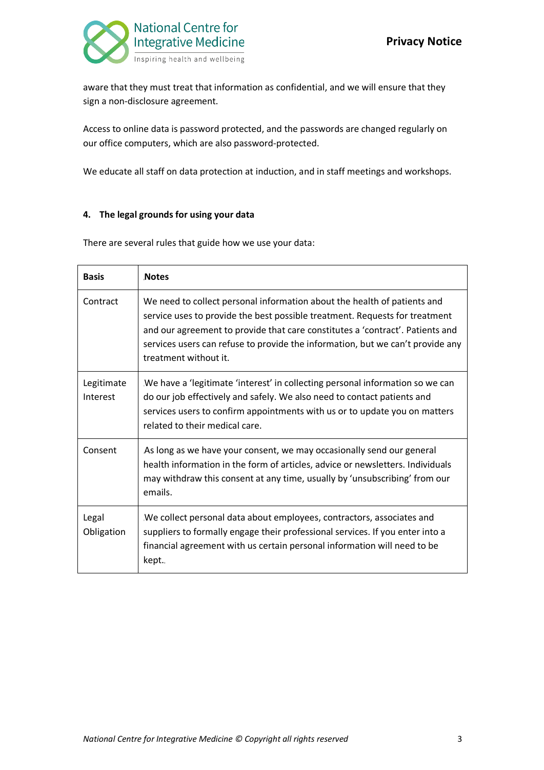aware that they must treat that information as confidential, and we will ensure that they sign a non-disclosure agreement.

Access to online data is password protected, and the passwords are changed regularly on our office computers, which are also password-protected.

We educate all staff on data protection at induction, and in staff meetings and workshops.

#### 4. The legal grounds for using your data

There are several rules that guide how we use your data:

| **Basis** | **Notes** |
|---|---|
| Contract | We need to collect personal information about the health of patients and service uses to provide the best possible treatment. Requests for treatment and our agreement to provide that care constitutes a 'contract'. Patients and services users can refuse to provide the information, but we can't provide any treatment without it. |
| Legitimate Interest | We have a 'legitimate 'interest' in collecting personal information so we can do our job effectively and safely. We also need to contact patients and services users to confirm appointments with us or to update you on matters related to their medical care. |
| Consent | As long as we have your consent, we may occasionally send our general health information in the form of articles, advice or newsletters. Individuals may withdraw this consent at any time, usually by 'unsubscribing' from our emails. |
| Legal Obligation | We collect personal data about employees, contractors, associates and suppliers to formally engage their professional services. If you enter into a financial agreement with us certain personal information will need to be kept.. |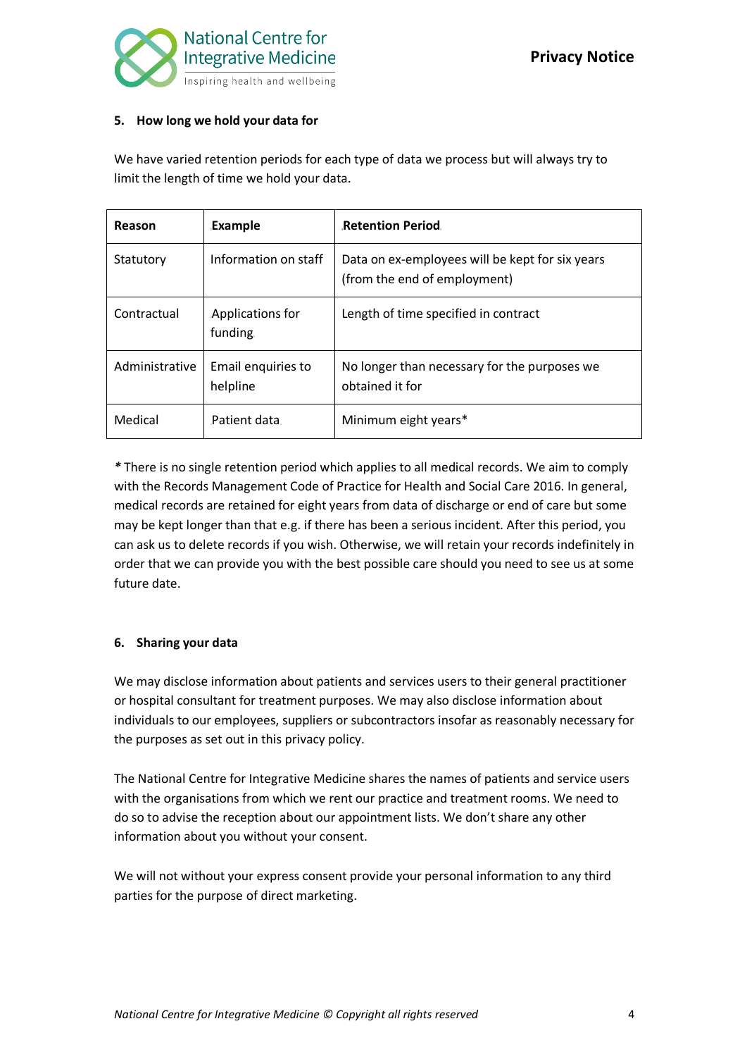## 5. How long we hold your data for

We have varied retention periods for each type of data we process but will always try to limit the length of time we hold your data.

| Reason | Example | Retention Period |
|---|---|---|
| Statutory | Information on staff | Data on ex-employees will be kept for six years (from the end of employment) |
| Contractual | Applications for funding | Length of time specified in contract |
| Administrative | Email enquiries to helpline | No longer than necessary for the purposes we obtained it for |
| Medical | Patient data | Minimum eight years* |

*\** There is no single retention period which applies to all medical records. We aim to comply with the Records Management Code of Practice for Health and Social Care 2016. In general, medical records are retained for eight years from data of discharge or end of care but some may be kept longer than that e.g. if there has been a serious incident. After this period, you can ask us to delete records if you wish. Otherwise, we will retain your records indefinitely in order that we can provide you with the best possible care should you need to see us at some future date.

## 6. Sharing your data

We may disclose information about patients and services users to their general practitioner or hospital consultant for treatment purposes. We may also disclose information about individuals to our employees, suppliers or subcontractors insofar as reasonably necessary for the purposes as set out in this privacy policy.

The National Centre for Integrative Medicine shares the names of patients and service users with the organisations from which we rent our practice and treatment rooms. We need to do so to advise the reception about our appointment lists. We don't share any other information about you without your consent.

We will not without your express consent provide your personal information to any third parties for the purpose of direct marketing.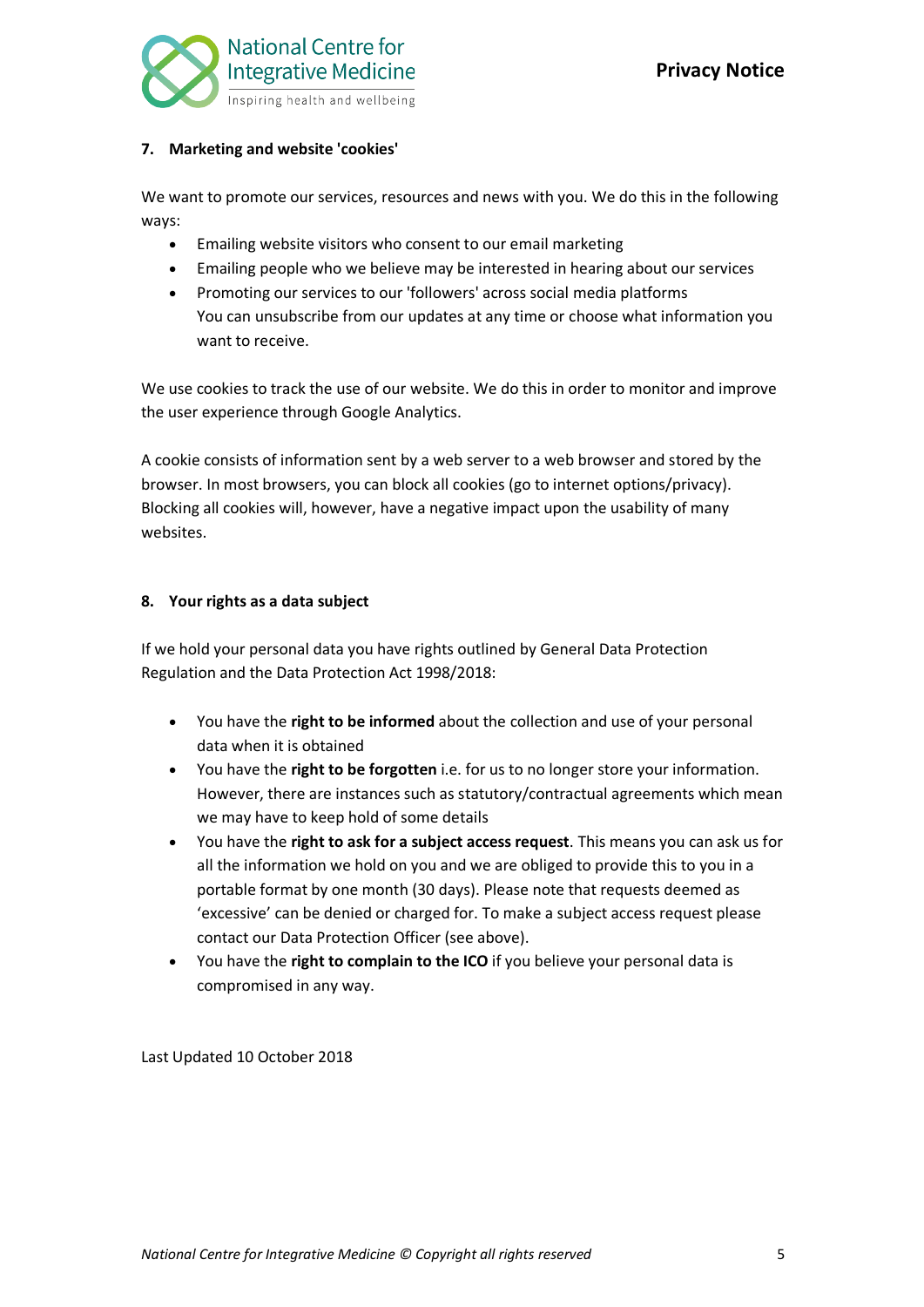### 7. Marketing and website 'cookies'

We want to promote our services, resources and news with you. We do this in the following ways:

- Emailing website visitors who consent to our email marketing
- Emailing people who we believe may be interested in hearing about our services
- Promoting our services to our 'followers' across social media platforms
  You can unsubscribe from our updates at any time or choose what information you want to receive.

We use cookies to track the use of our website. We do this in order to monitor and improve the user experience through Google Analytics.

A cookie consists of information sent by a web server to a web browser and stored by the browser. In most browsers, you can block all cookies (go to internet options/privacy). Blocking all cookies will, however, have a negative impact upon the usability of many websites.

### 8. Your rights as a data subject

If we hold your personal data you have rights outlined by General Data Protection Regulation and the Data Protection Act 1998/2018:

- You have the **right to be informed** about the collection and use of your personal data when it is obtained
- You have the **right to be forgotten** i.e. for us to no longer store your information. However, there are instances such as statutory/contractual agreements which mean we may have to keep hold of some details
- You have the **right to ask for a subject access request**. This means you can ask us for all the information we hold on you and we are obliged to provide this to you in a portable format by one month (30 days). Please note that requests deemed as 'excessive' can be denied or charged for. To make a subject access request please contact our Data Protection Officer (see above).
- You have the **right to complain to the ICO** if you believe your personal data is compromised in any way.

Last Updated 10 October 2018